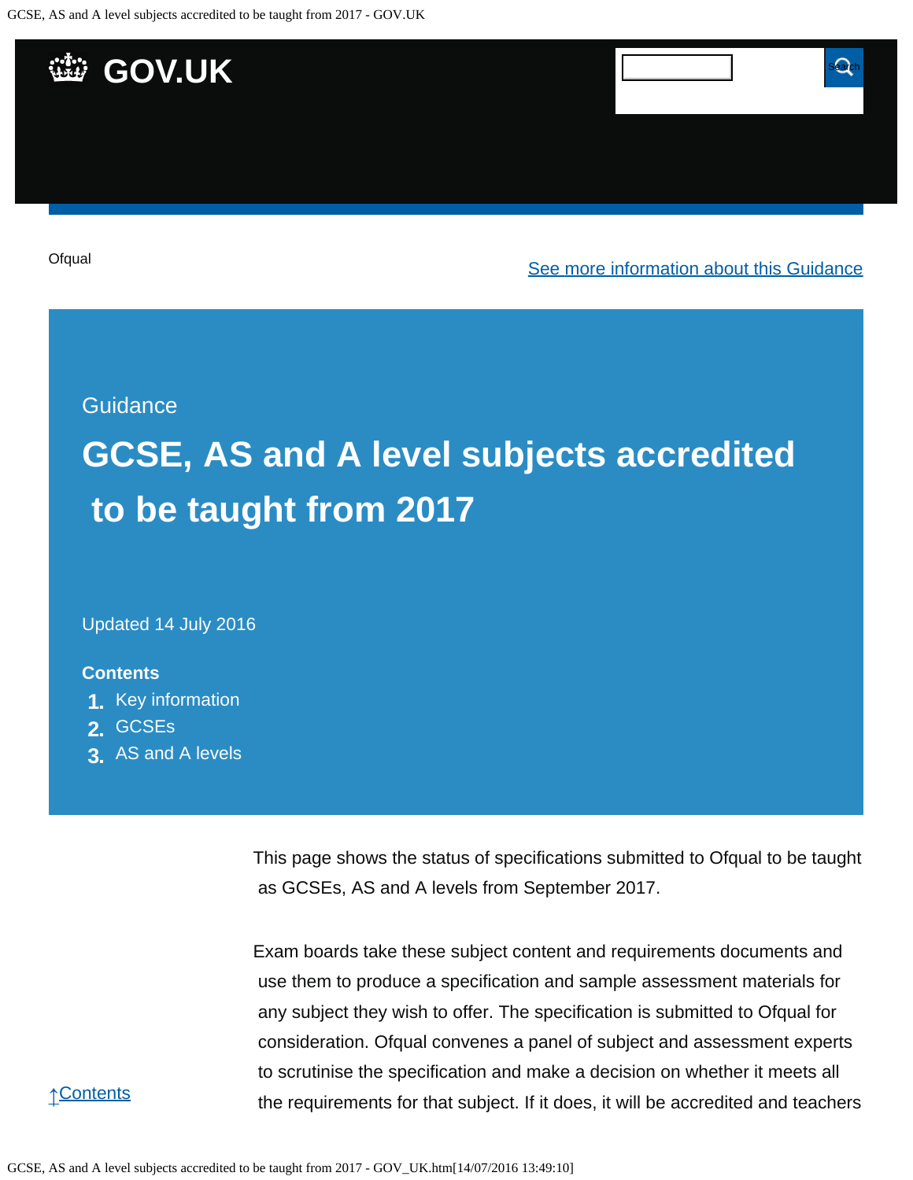Ofqual

See more information about this Guidance

Guidance

# GCSE, AS and A level subjects accredited to be taught from 2017

Updated 14 July 2016

**Contents**

1. Key information
2. GCSEs
3. AS and A levels

This page shows the status of specifications submitted to Ofqual to be taught as GCSEs, AS and A levels from September 2017.

Exam boards take these subject content and requirements documents and use them to produce a specification and sample assessment materials for any subject they wish to offer. The specification is submitted to Ofqual for consideration. Ofqual convenes a panel of subject and assessment experts to scrutinise the specification and make a decision on whether it meets all the requirements for that subject. If it does, it will be accredited and teachers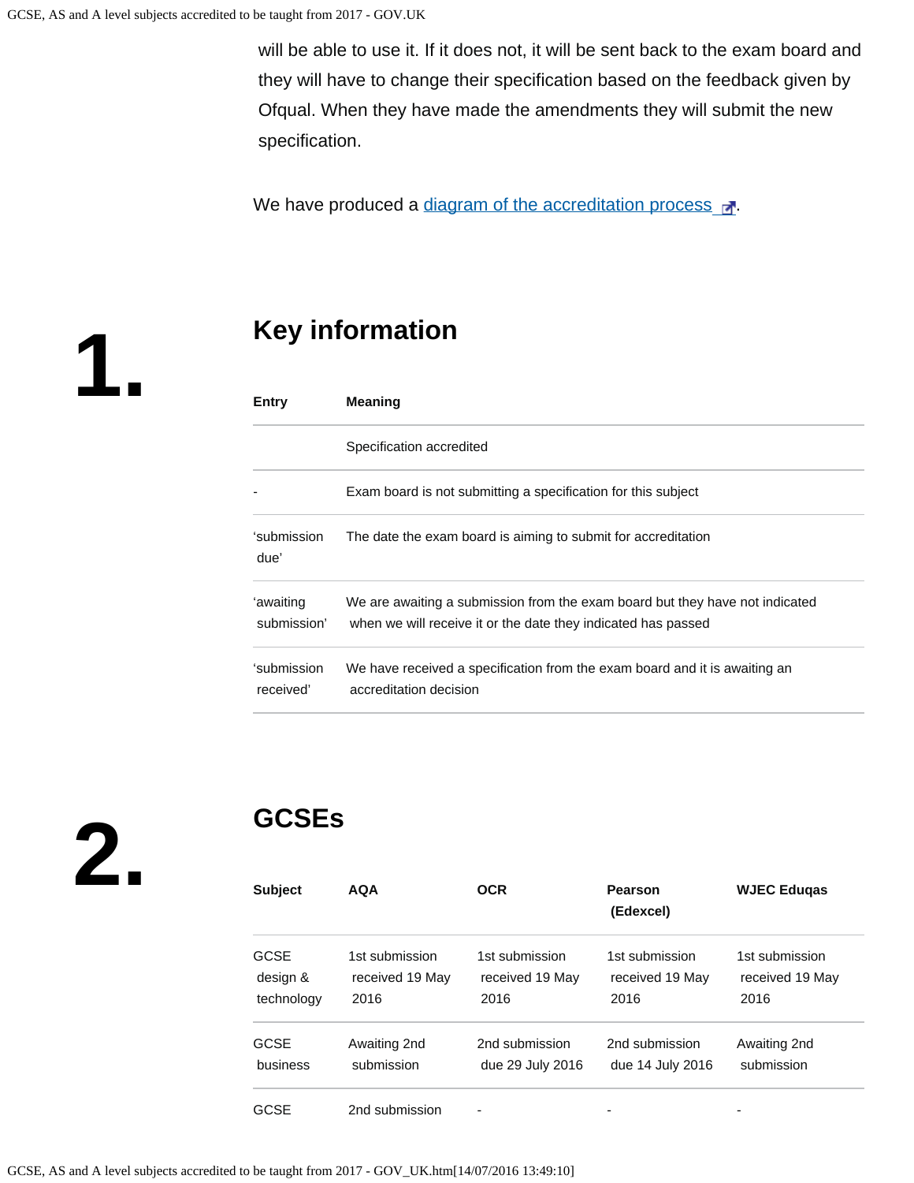will be able to use it. If it does not, it will be sent back to the exam board and they will have to change their specification based on the feedback given by Ofqual. When they have made the amendments they will submit the new specification.

We have produced a [diagram of the accreditation process](#).

## 1. Key information

| Entry | Meaning |
| --- | --- |
| | Specification accredited |
| - | Exam board is not submitting a specification for this subject |
| 'submission due' | The date the exam board is aiming to submit for accreditation |
| 'awaiting submission' | We are awaiting a submission from the exam board but they have not indicated when we will receive it or the date they indicated has passed |
| 'submission received' | We have received a specification from the exam board and it is awaiting an accreditation decision |

## 2. GCSEs

| Subject | AQA | OCR | Pearson (Edexcel) | WJEC Eduqas |
| --- | --- | --- | --- | --- |
| GCSE design & technology | 1st submission received 19 May 2016 | 1st submission received 19 May 2016 | 1st submission received 19 May 2016 | 1st submission received 19 May 2016 |
| GCSE business | Awaiting 2nd submission | 2nd submission due 29 July 2016 | 2nd submission due 14 July 2016 | Awaiting 2nd submission |
| GCSE | 2nd submission | - | - | - |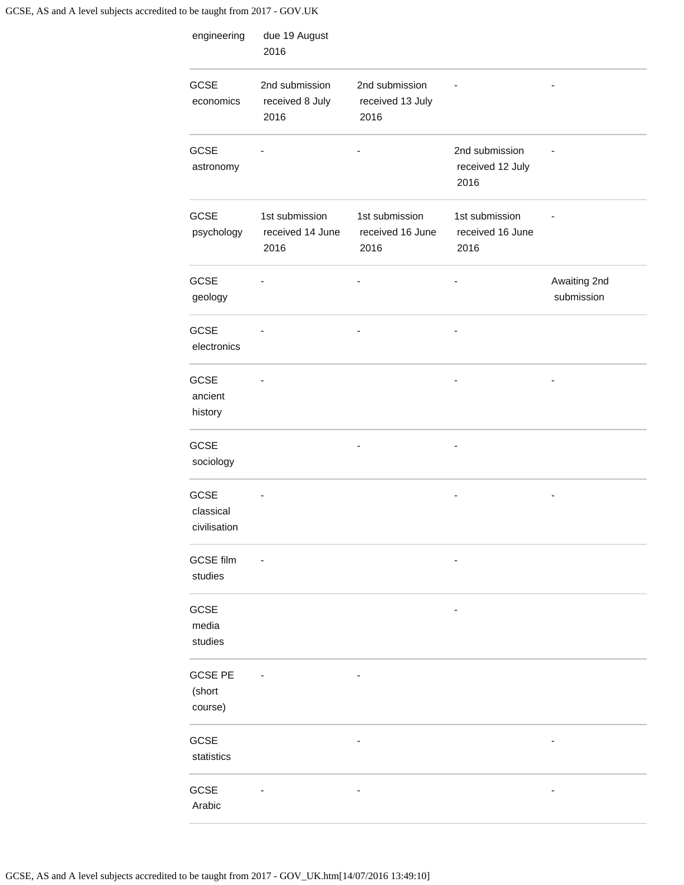| | | | | |
|---|---|---|---|---|
| engineering | due 19 August 2016 | | | |
| GCSE economics | 2nd submission received 8 July 2016 | 2nd submission received 13 July 2016 | - | - |
| GCSE astronomy | - | - | 2nd submission received 12 July 2016 | - |
| GCSE psychology | 1st submission received 14 June 2016 | 1st submission received 16 June 2016 | 1st submission received 16 June 2016 | - |
| GCSE geology | - | - | - | Awaiting 2nd submission |
| GCSE electronics | - | - | - | |
| GCSE ancient history | - | | - | - |
| GCSE sociology | | - | - | |
| GCSE classical civilisation | - | | - | - |
| GCSE film studies | - | | - | |
| GCSE media studies | | | - | |
| GCSE PE (short course) | - | - | | |
| GCSE statistics | | - | | - |
| GCSE Arabic | - | - | | - |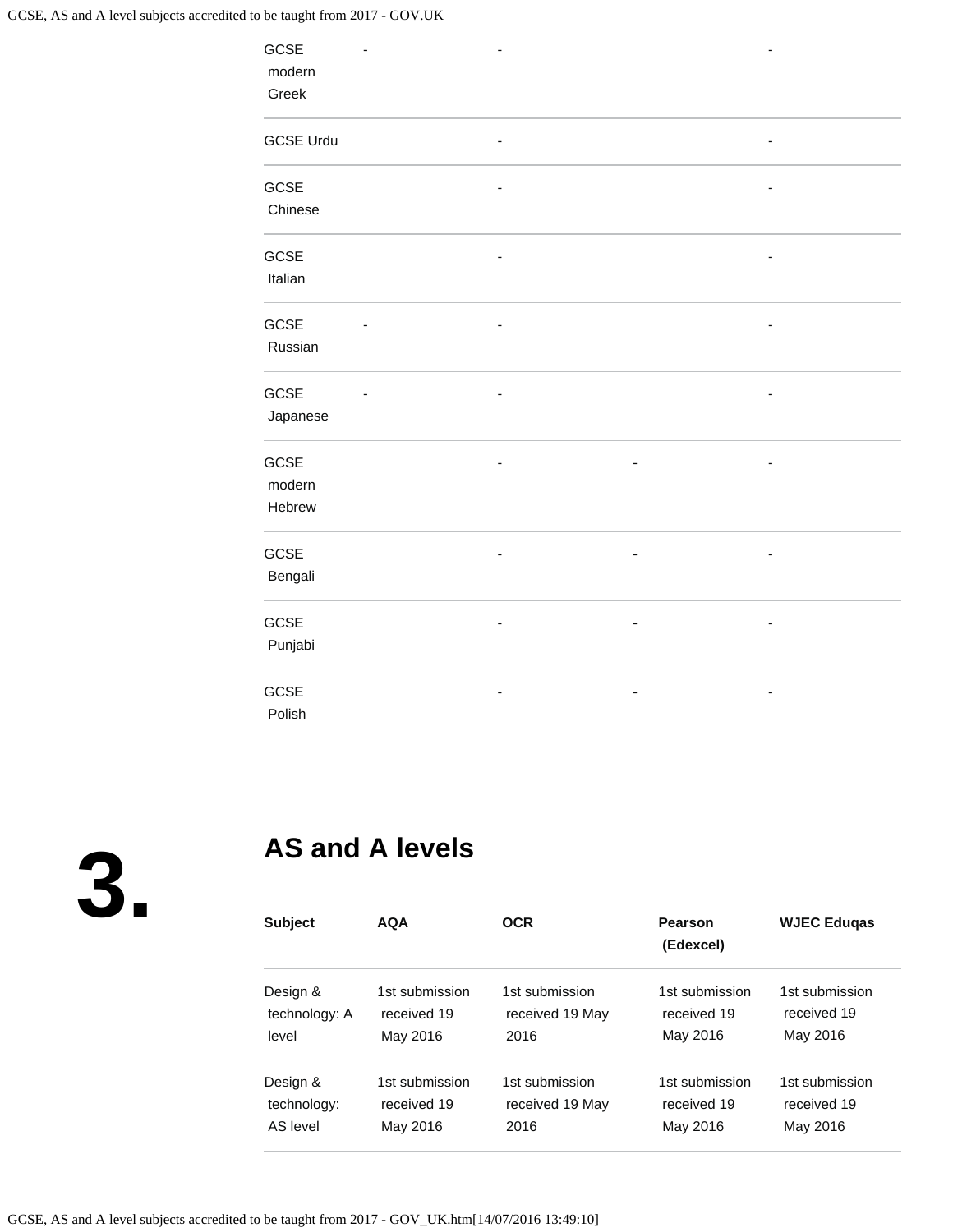| | | | | |
|---|---|---|---|---|
| GCSE modern Greek | - | - | | - |
| GCSE Urdu | | - | | - |
| GCSE Chinese | | - | | - |
| GCSE Italian | | - | | - |
| GCSE Russian | - | - | | - |
| GCSE Japanese | - | - | | - |
| GCSE modern Hebrew | | - | - | - |
| GCSE Bengali | | - | - | - |
| GCSE Punjabi | | - | - | - |
| GCSE Polish | | - | - | - |

## 3. AS and A levels

| Subject | AQA | OCR | Pearson (Edexcel) | WJEC Eduqas |
|---|---|---|---|---|
| Design & technology: A level | 1st submission received 19 May 2016 | 1st submission received 19 May 2016 | 1st submission received 19 May 2016 | 1st submission received 19 May 2016 |
| Design & technology: AS level | 1st submission received 19 May 2016 | 1st submission received 19 May 2016 | 1st submission received 19 May 2016 | 1st submission received 19 May 2016 |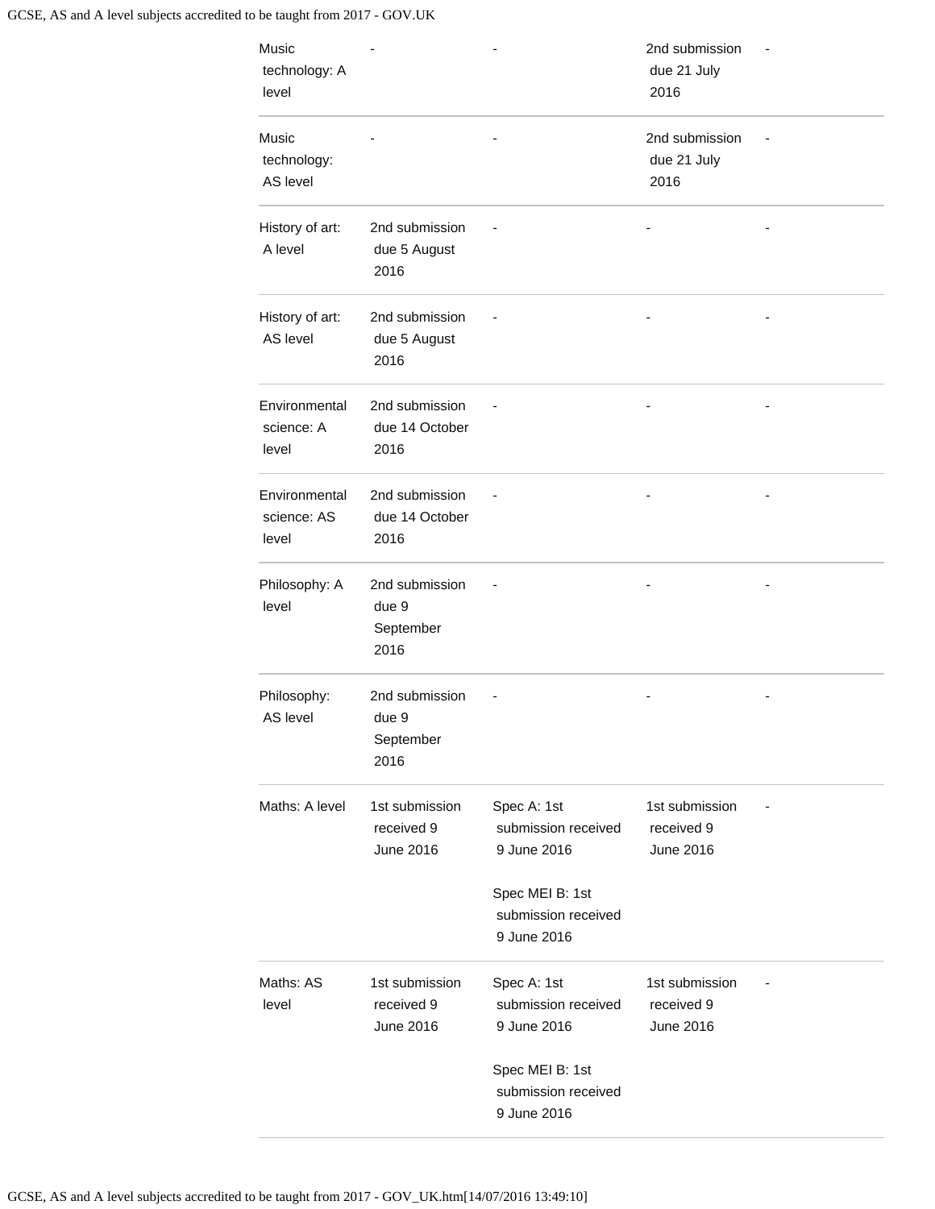| | | | | |
|---|---|---|---|---|
| Music technology: A level | - | - | 2nd submission due 21 July 2016 | - |
| Music technology: AS level | - | - | 2nd submission due 21 July 2016 | - |
| History of art: A level | 2nd submission due 5 August 2016 | - | - | - |
| History of art: AS level | 2nd submission due 5 August 2016 | - | - | - |
| Environmental science: A level | 2nd submission due 14 October 2016 | - | - | - |
| Environmental science: AS level | 2nd submission due 14 October 2016 | - | - | - |
| Philosophy: A level | 2nd submission due 9 September 2016 | - | - | - |
| Philosophy: AS level | 2nd submission due 9 September 2016 | - | - | - |
| Maths: A level | 1st submission received 9 June 2016 | Spec A: 1st submission received 9 June 2016<br><br>Spec MEI B: 1st submission received 9 June 2016 | 1st submission received 9 June 2016 | - |
| Maths: AS level | 1st submission received 9 June 2016 | Spec A: 1st submission received 9 June 2016<br><br>Spec MEI B: 1st submission received 9 June 2016 | 1st submission received 9 June 2016 | - |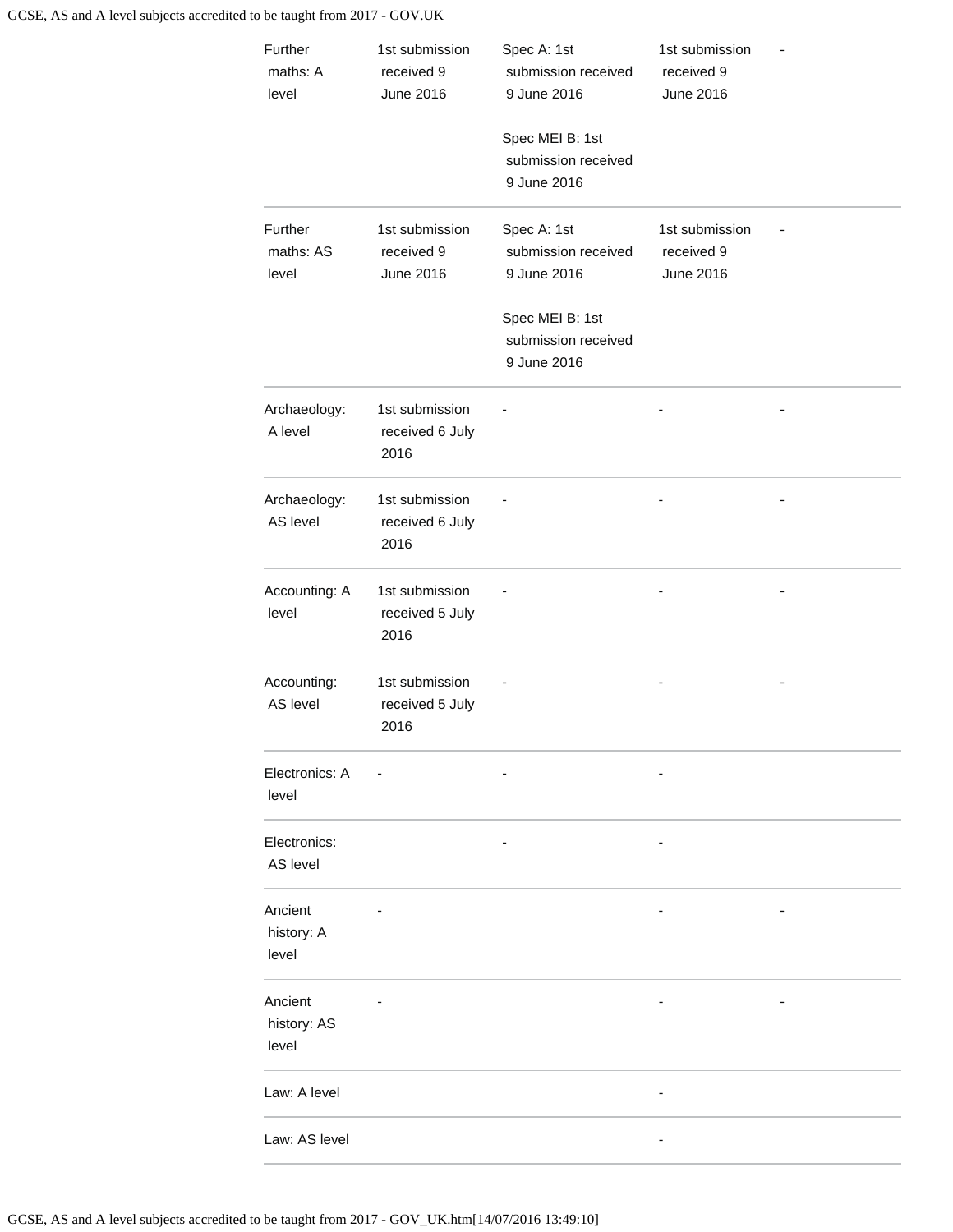| | | | | |
|---|---|---|---|---|
| Further maths: A level | 1st submission received 9 June 2016 | Spec A: 1st submission received 9 June 2016<br><br>Spec MEI B: 1st submission received 9 June 2016 | 1st submission received 9 June 2016 | - |
| Further maths: AS level | 1st submission received 9 June 2016 | Spec A: 1st submission received 9 June 2016<br><br>Spec MEI B: 1st submission received 9 June 2016 | 1st submission received 9 June 2016 | - |
| Archaeology: A level | 1st submission received 6 July 2016 | - | - | - |
| Archaeology: AS level | 1st submission received 6 July 2016 | - | - | - |
| Accounting: A level | 1st submission received 5 July 2016 | - | - | - |
| Accounting: AS level | 1st submission received 5 July 2016 | - | - | - |
| Electronics: A level | - | - | - | |
| Electronics: AS level | | - | - | |
| Ancient history: A level | - | | - | - |
| Ancient history: AS level | - | | - | - |
| Law: A level | | | - | |
| Law: AS level | | | - | |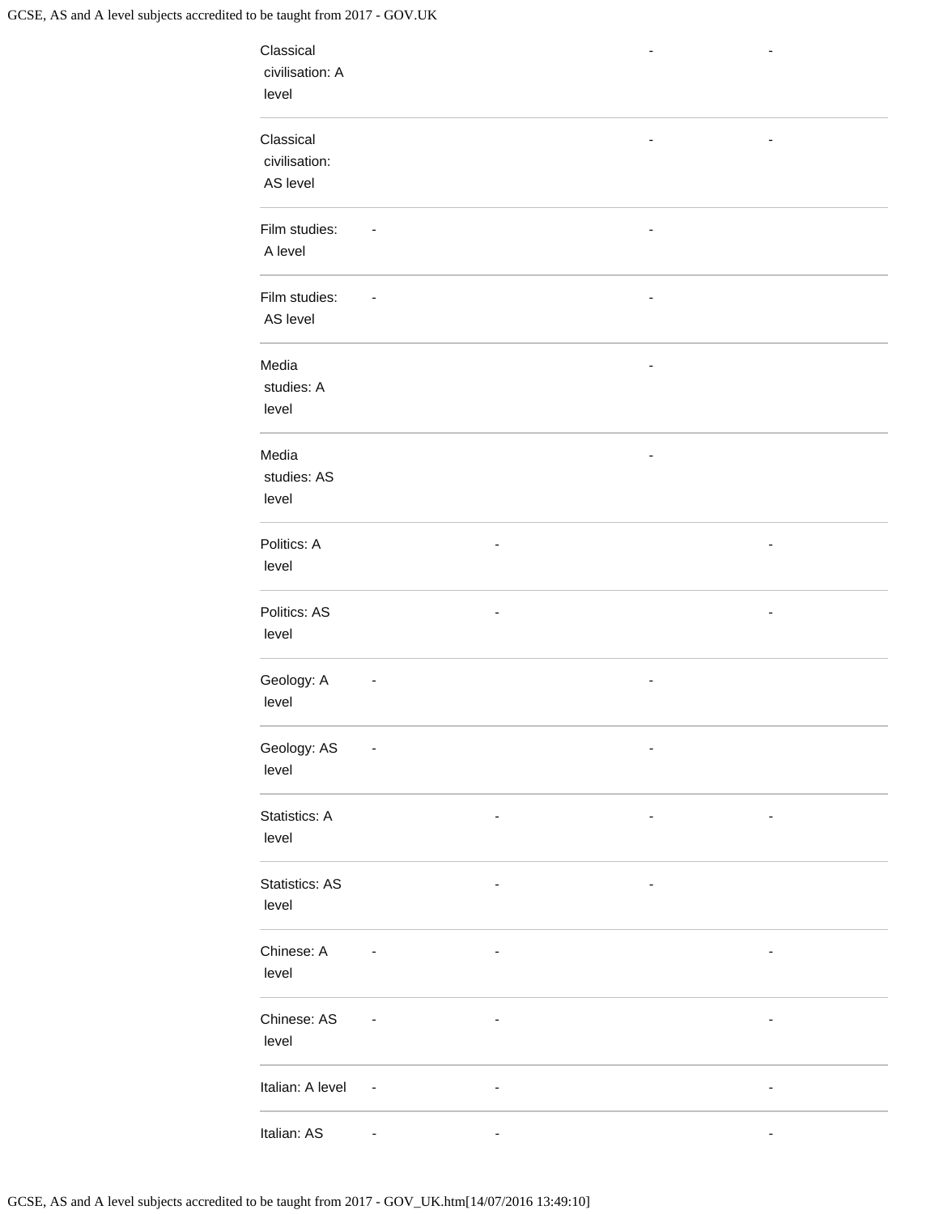| | | | | |
|---|---|---|---|---|
| Classical civilisation: A level | | | - | - |
| Classical civilisation: AS level | | | - | - |
| Film studies: A level | - | | - | |
| Film studies: AS level | - | | - | |
| Media studies: A level | | | - | |
| Media studies: AS level | | | - | |
| Politics: A level | | - | | - |
| Politics: AS level | | - | | - |
| Geology: A level | - | | - | |
| Geology: AS level | - | | - | |
| Statistics: A level | | - | - | - |
| Statistics: AS level | | - | - | |
| Chinese: A level | - | - | | - |
| Chinese: AS level | - | - | | - |
| Italian: A level | - | - | | - |
| Italian: AS | - | - | | - |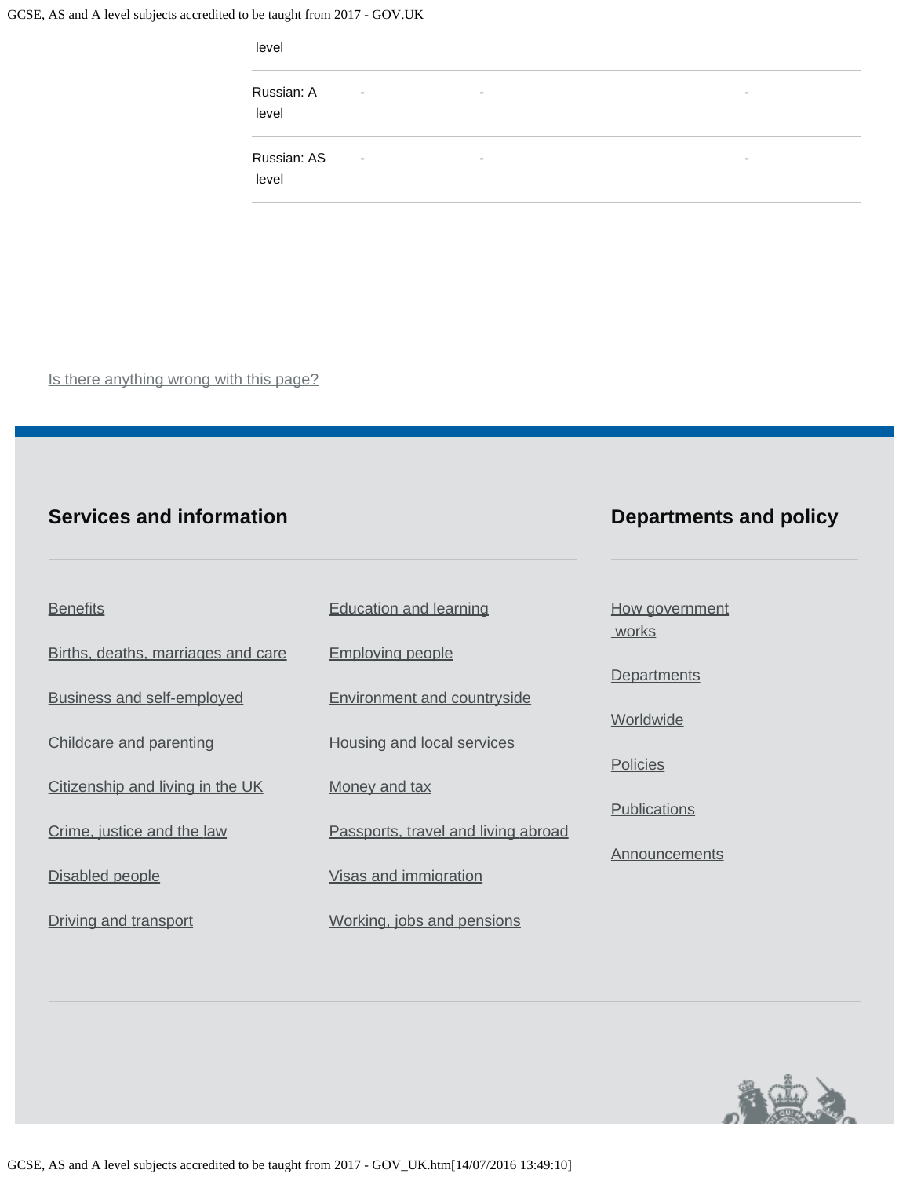| level | | | |
|---|---|---|---|
| Russian: A level | - | - | - |
| Russian: AS level | - | - | - |

Is there anything wrong with this page?

## Services and information

- Benefits
- Births, deaths, marriages and care
- Business and self-employed
- Childcare and parenting
- Citizenship and living in the UK
- Crime, justice and the law
- Disabled people
- Driving and transport
- Education and learning
- Employing people
- Environment and countryside
- Housing and local services
- Money and tax
- Passports, travel and living abroad
- Visas and immigration
- Working, jobs and pensions

## Departments and policy

- How government works
- Departments
- Worldwide
- Policies
- Publications
- Announcements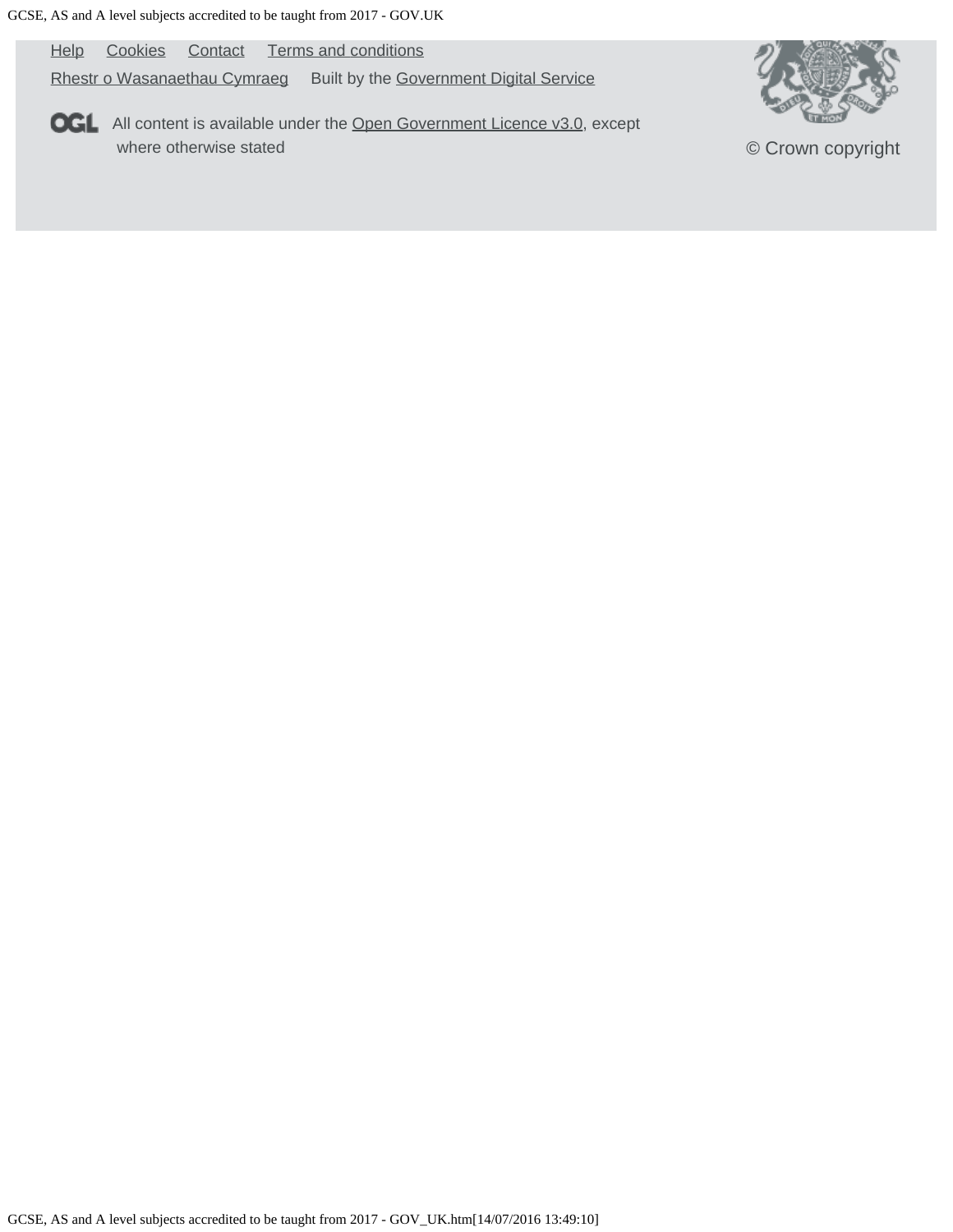Help Cookies Contact Terms and conditions

Rhestr o Wasanaethau Cymraeg Built by the Government Digital Service

All content is available under the Open Government Licence v3.0, except where otherwise stated

© Crown copyright